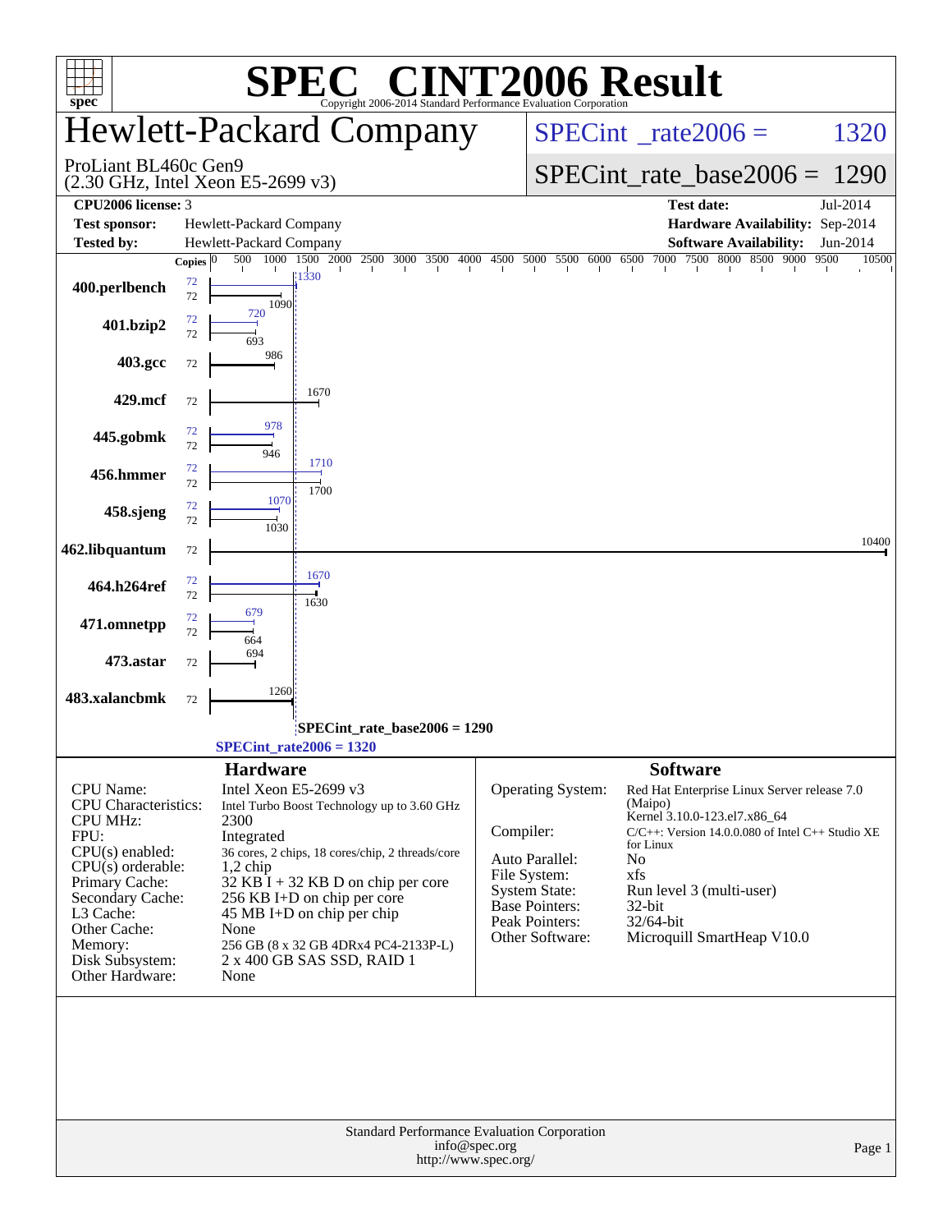# SPEC CINT2006 Result

Copyright 2006-2014 Standard Performance Evaluation Corporation

## Hewlett-Packard Company

ProLiant BL460c Gen9
(2.30 GHz, Intel Xeon E5-2699 v3)

SPECint_rate2006 = 1320

SPECint_rate_base2006 = 1290

| | | | |
|---|---|---|---|
| **CPU2006 license:** | 3 | **Test date:** | Jul-2014 |
| **Test sponsor:** | Hewlett-Packard Company | **Hardware Availability:** | Sep-2014 |
| **Tested by:** | Hewlett-Packard Company | **Software Availability:** | Jun-2014 |

| Benchmark | Copies (peak) | Peak | Copies (base) | Base |
|---|---|---|---|---|
| 400.perlbench | 72 | 1330 | 72 | 1090 |
| 401.bzip2 | 72 | 720 | 72 | 693 |
| 403.gcc | | | 72 | 986 |
| 429.mcf | | | 72 | 1670 |
| 445.gobmk | 72 | 978 | 72 | 946 |
| 456.hmmer | 72 | 1710 | 72 | 1700 |
| 458.sjeng | 72 | 1070 | 72 | 1030 |
| 462.libquantum | | | 72 | 10400 |
| 464.h264ref | 72 | 1670 | 72 | 1630 |
| 471.omnetpp | 72 | 679 | 72 | 664 |
| 473.astar | | | 72 | 694 |
| 483.xalancbmk | | | 72 | 1260 |

SPECint_rate_base2006 = 1290

SPECint_rate2006 = 1320

### Hardware

| | |
|---|---|
| CPU Name: | Intel Xeon E5-2699 v3 |
| CPU Characteristics: | Intel Turbo Boost Technology up to 3.60 GHz |
| CPU MHz: | 2300 |
| FPU: | Integrated |
| CPU(s) enabled: | 36 cores, 2 chips, 18 cores/chip, 2 threads/core |
| CPU(s) orderable: | 1,2 chip |
| Primary Cache: | 32 KB I + 32 KB D on chip per core |
| Secondary Cache: | 256 KB I+D on chip per core |
| L3 Cache: | 45 MB I+D on chip per chip |
| Other Cache: | None |
| Memory: | 256 GB (8 x 32 GB 4DRx4 PC4-2133P-L) |
| Disk Subsystem: | 2 x 400 GB SAS SSD, RAID 1 |
| Other Hardware: | None |

### Software

| | |
|---|---|
| Operating System: | Red Hat Enterprise Linux Server release 7.0 (Maipo) Kernel 3.10.0-123.el7.x86_64 |
| Compiler: | C/C++: Version 14.0.0.080 of Intel C++ Studio XE for Linux |
| Auto Parallel: | No |
| File System: | xfs |
| System State: | Run level 3 (multi-user) |
| Base Pointers: | 32-bit |
| Peak Pointers: | 32/64-bit |
| Other Software: | Microquill SmartHeap V10.0 |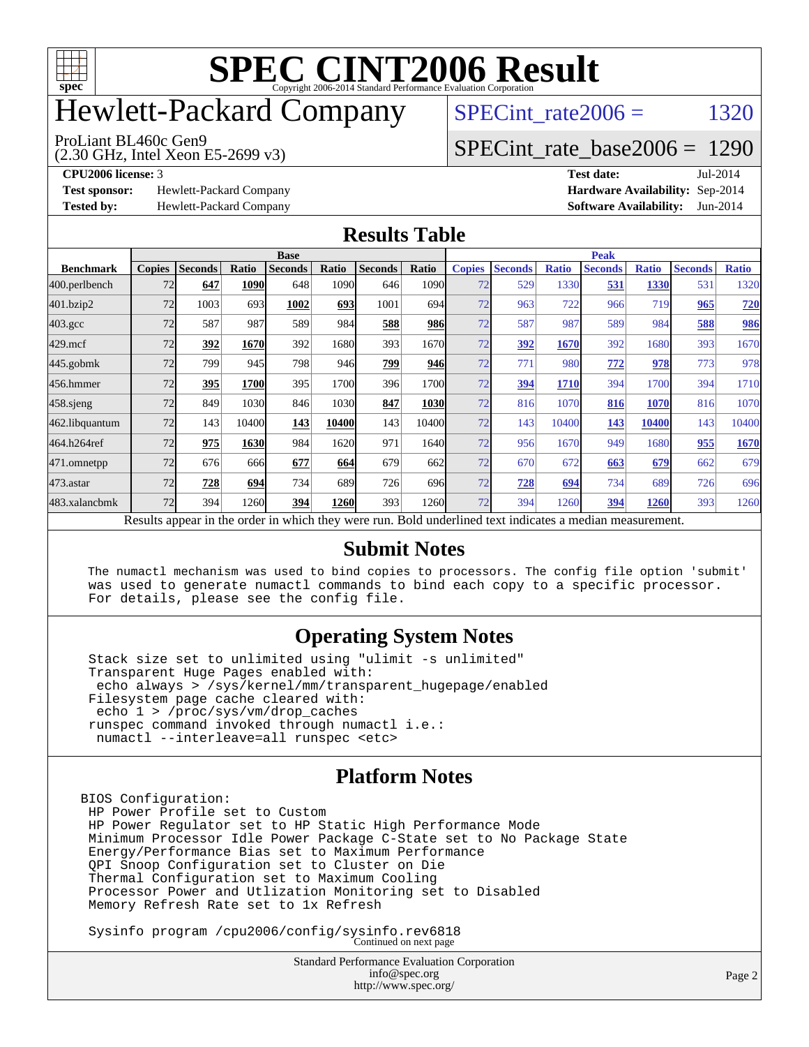# SPEC CINT2006 Result

Copyright 2006-2014 Standard Performance Evaluation Corporation

# Hewlett-Packard Company

ProLiant BL460c Gen9
(2.30 GHz, Intel Xeon E5-2699 v3)

SPECint_rate2006 = 1320

SPECint_rate_base2006 = 1290

**CPU2006 license:** 3
**Test sponsor:** Hewlett-Packard Company
**Tested by:** Hewlett-Packard Company

**Test date:** Jul-2014
**Hardware Availability:** Sep-2014
**Software Availability:** Jun-2014

## Results Table

| | Base | | | | | | | Peak | | | | | | |
|---|---|---|---|---|---|---|---|---|---|---|---|---|---|---|
| **Benchmark** | **Copies** | **Seconds** | **Ratio** | **Seconds** | **Ratio** | **Seconds** | **Ratio** | **Copies** | **Seconds** | **Ratio** | **Seconds** | **Ratio** | **Seconds** | **Ratio** |
| 400.perlbench | 72 | **647** | **1090** | 648 | 1090 | 646 | 1090 | 72 | 529 | 1330 | **531** | **1330** | 531 | 1320 |
| 401.bzip2 | 72 | 1003 | 693 | **1002** | **693** | 1001 | 694 | 72 | 963 | 722 | 966 | 719 | **965** | **720** |
| 403.gcc | 72 | 587 | 987 | 589 | 984 | **588** | **986** | 72 | 587 | 987 | 589 | 984 | **588** | **986** |
| 429.mcf | 72 | **392** | **1670** | 392 | 1680 | 393 | 1670 | 72 | **392** | **1670** | 392 | 1680 | 393 | 1670 |
| 445.gobmk | 72 | 799 | 945 | 798 | 946 | **799** | **946** | 72 | 771 | 980 | **772** | **978** | 773 | 978 |
| 456.hmmer | 72 | **395** | **1700** | 395 | 1700 | 396 | 1700 | 72 | **394** | **1710** | 394 | 1700 | 394 | 1710 |
| 458.sjeng | 72 | 849 | 1030 | 846 | 1030 | **847** | **1030** | 72 | 816 | 1070 | **816** | **1070** | 816 | 1070 |
| 462.libquantum | 72 | 143 | 10400 | **143** | **10400** | 143 | 10400 | 72 | 143 | 10400 | **143** | **10400** | 143 | 10400 |
| 464.h264ref | 72 | **975** | **1630** | 984 | 1620 | 971 | 1640 | 72 | 956 | 1670 | 949 | 1680 | **955** | **1670** |
| 471.omnetpp | 72 | 676 | 666 | **677** | **664** | 679 | 662 | 72 | 670 | 672 | **663** | **679** | 662 | 679 |
| 473.astar | 72 | **728** | **694** | 734 | 689 | 726 | 696 | 72 | **728** | **694** | 734 | 689 | 726 | 696 |
| 483.xalancbmk | 72 | 394 | 1260 | **394** | **1260** | 393 | 1260 | 72 | 394 | 1260 | **394** | **1260** | 393 | 1260 |

Results appear in the order in which they were run. Bold underlined text indicates a median measurement.

## Submit Notes

```
The numactl mechanism was used to bind copies to processors. The config file option 'submit'
was used to generate numactl commands to bind each copy to a specific processor.
For details, please see the config file.
```

## Operating System Notes

```
Stack size set to unlimited using "ulimit -s unlimited"
Transparent Huge Pages enabled with:
 echo always > /sys/kernel/mm/transparent_hugepage/enabled
Filesystem page cache cleared with:
 echo 1 > /proc/sys/vm/drop_caches
runspec command invoked through numactl i.e.:
 numactl --interleave=all runspec <etc>
```

## Platform Notes

```
BIOS Configuration:
 HP Power Profile set to Custom
 HP Power Regulator set to HP Static High Performance Mode
 Minimum Processor Idle Power Package C-State set to No Package State
 Energy/Performance Bias set to Maximum Performance
 QPI Snoop Configuration set to Cluster on Die
 Thermal Configuration set to Maximum Cooling
 Processor Power and Utlization Monitoring set to Disabled
 Memory Refresh Rate set to 1x Refresh

 Sysinfo program /cpu2006/config/sysinfo.rev6818
```

Continued on next page

Standard Performance Evaluation Corporation
info@spec.org
http://www.spec.org/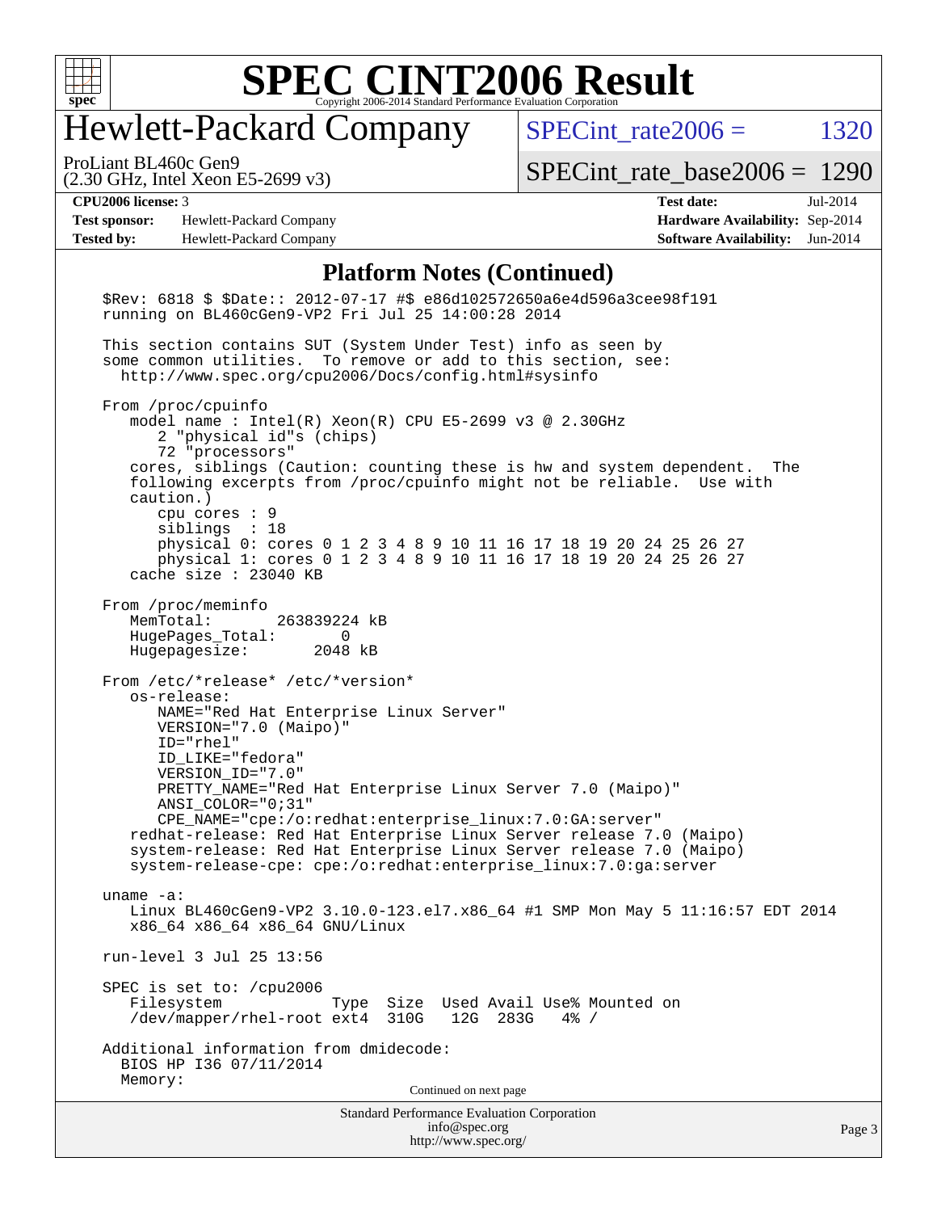# SPEC CINT2006 Result

## Hewlett-Packard Company

ProLiant BL460c Gen9
(2.30 GHz, Intel Xeon E5-2699 v3)

SPECint_rate2006 = 1320

SPECint_rate_base2006 = 1290

**CPU2006 license:** 3
**Test sponsor:** Hewlett-Packard Company
**Tested by:** Hewlett-Packard Company

**Test date:** Jul-2014
**Hardware Availability:** Sep-2014
**Software Availability:** Jun-2014

### Platform Notes (Continued)

```
$Rev: 6818 $ $Date:: 2012-07-17 #$ e86d102572650a6e4d596a3cee98f191
running on BL460cGen9-VP2 Fri Jul 25 14:00:28 2014

This section contains SUT (System Under Test) info as seen by
some common utilities.  To remove or add to this section, see:
  http://www.spec.org/cpu2006/Docs/config.html#sysinfo

From /proc/cpuinfo
   model name : Intel(R) Xeon(R) CPU E5-2699 v3 @ 2.30GHz
      2 "physical id"s (chips)
      72 "processors"
   cores, siblings (Caution: counting these is hw and system dependent.  The
   following excerpts from /proc/cpuinfo might not be reliable.  Use with
   caution.)
      cpu cores : 9
      siblings  : 18
      physical 0: cores 0 1 2 3 4 8 9 10 11 16 17 18 19 20 24 25 26 27
      physical 1: cores 0 1 2 3 4 8 9 10 11 16 17 18 19 20 24 25 26 27
   cache size : 23040 KB

From /proc/meminfo
   MemTotal:       263839224 kB
   HugePages_Total:       0
   Hugepagesize:       2048 kB

From /etc/*release* /etc/*version*
   os-release:
      NAME="Red Hat Enterprise Linux Server"
      VERSION="7.0 (Maipo)"
      ID="rhel"
      ID_LIKE="fedora"
      VERSION_ID="7.0"
      PRETTY_NAME="Red Hat Enterprise Linux Server 7.0 (Maipo)"
      ANSI_COLOR="0;31"
      CPE_NAME="cpe:/o:redhat:enterprise_linux:7.0:GA:server"
   redhat-release: Red Hat Enterprise Linux Server release 7.0 (Maipo)
   system-release: Red Hat Enterprise Linux Server release 7.0 (Maipo)
   system-release-cpe: cpe:/o:redhat:enterprise_linux:7.0:ga:server

uname -a:
   Linux BL460cGen9-VP2 3.10.0-123.el7.x86_64 #1 SMP Mon May 5 11:16:57 EDT 2014
   x86_64 x86_64 x86_64 GNU/Linux

run-level 3 Jul 25 13:56

SPEC is set to: /cpu2006
   Filesystem            Type  Size  Used Avail Use% Mounted on
   /dev/mapper/rhel-root ext4  310G   12G  283G   4% /

Additional information from dmidecode:
  BIOS HP I36 07/11/2014
  Memory:
```

Continued on next page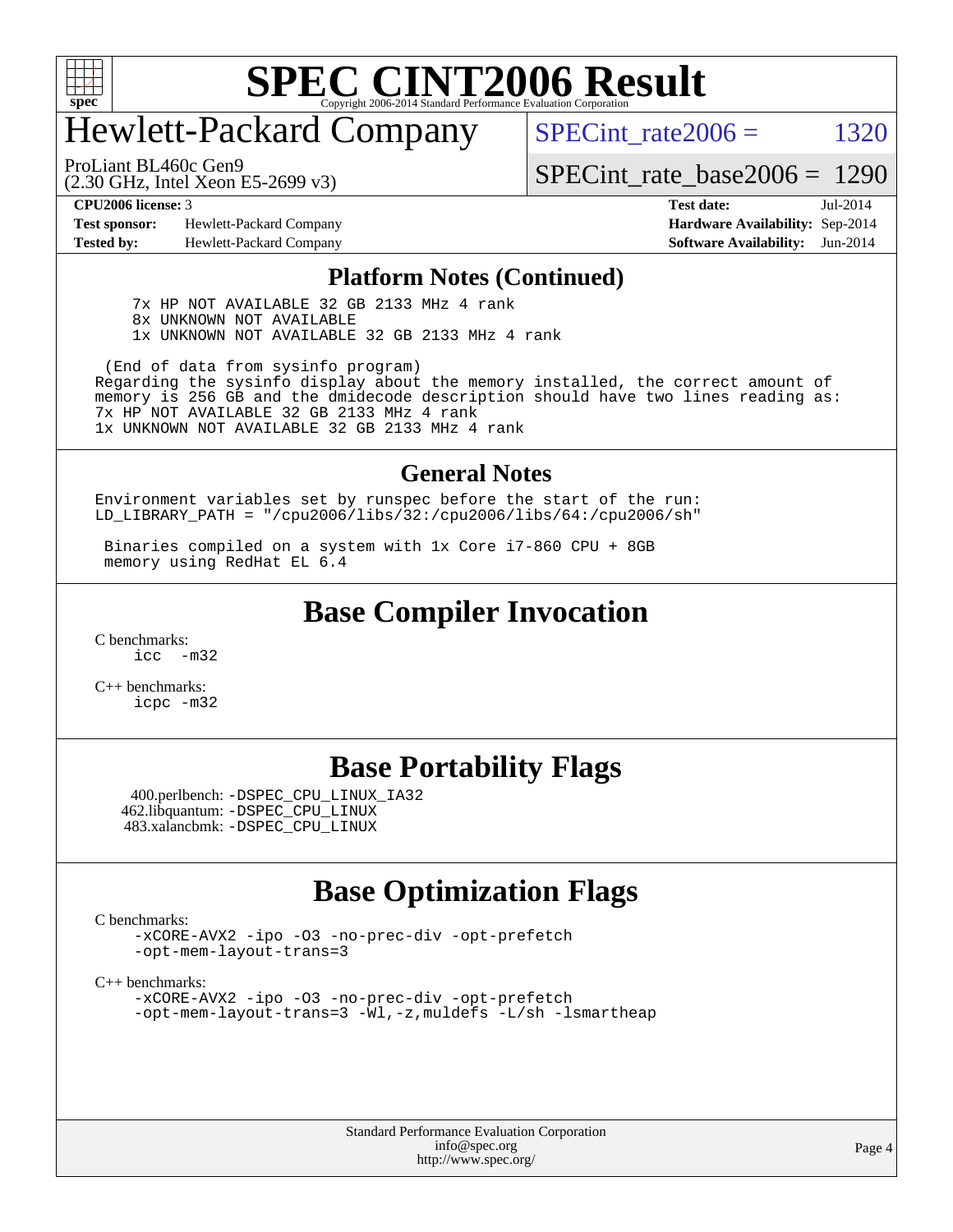# Hewlett-Packard Company

ProLiant BL460c Gen9
(2.30 GHz, Intel Xeon E5-2699 v3)

SPECint_rate2006 = 1320

SPECint_rate_base2006 = 1290

**CPU2006 license:** 3
**Test sponsor:** Hewlett-Packard Company
**Tested by:** Hewlett-Packard Company

**Test date:** Jul-2014
**Hardware Availability:** Sep-2014
**Software Availability:** Jun-2014

## Platform Notes (Continued)

```
    7x HP NOT AVAILABLE 32 GB 2133 MHz 4 rank
    8x UNKNOWN NOT AVAILABLE
    1x UNKNOWN NOT AVAILABLE 32 GB 2133 MHz 4 rank

 (End of data from sysinfo program)
Regarding the sysinfo display about the memory installed, the correct amount of
memory is 256 GB and the dmidecode description should have two lines reading as:
7x HP NOT AVAILABLE 32 GB 2133 MHz 4 rank
1x UNKNOWN NOT AVAILABLE 32 GB 2133 MHz 4 rank
```

## General Notes

```
Environment variables set by runspec before the start of the run:
LD_LIBRARY_PATH = "/cpu2006/libs/32:/cpu2006/libs/64:/cpu2006/sh"

 Binaries compiled on a system with 1x Core i7-860 CPU + 8GB
 memory using RedHat EL 6.4
```

## Base Compiler Invocation

C benchmarks:
```
icc  -m32
```

C++ benchmarks:
```
icpc -m32
```

## Base Portability Flags

400.perlbench: -DSPEC_CPU_LINUX_IA32
462.libquantum: -DSPEC_CPU_LINUX
483.xalancbmk: -DSPEC_CPU_LINUX

## Base Optimization Flags

C benchmarks:
```
-xCORE-AVX2 -ipo -O3 -no-prec-div -opt-prefetch
-opt-mem-layout-trans=3
```

C++ benchmarks:
```
-xCORE-AVX2 -ipo -O3 -no-prec-div -opt-prefetch
-opt-mem-layout-trans=3 -Wl,-z,muldefs -L/sh -lsmartheap
```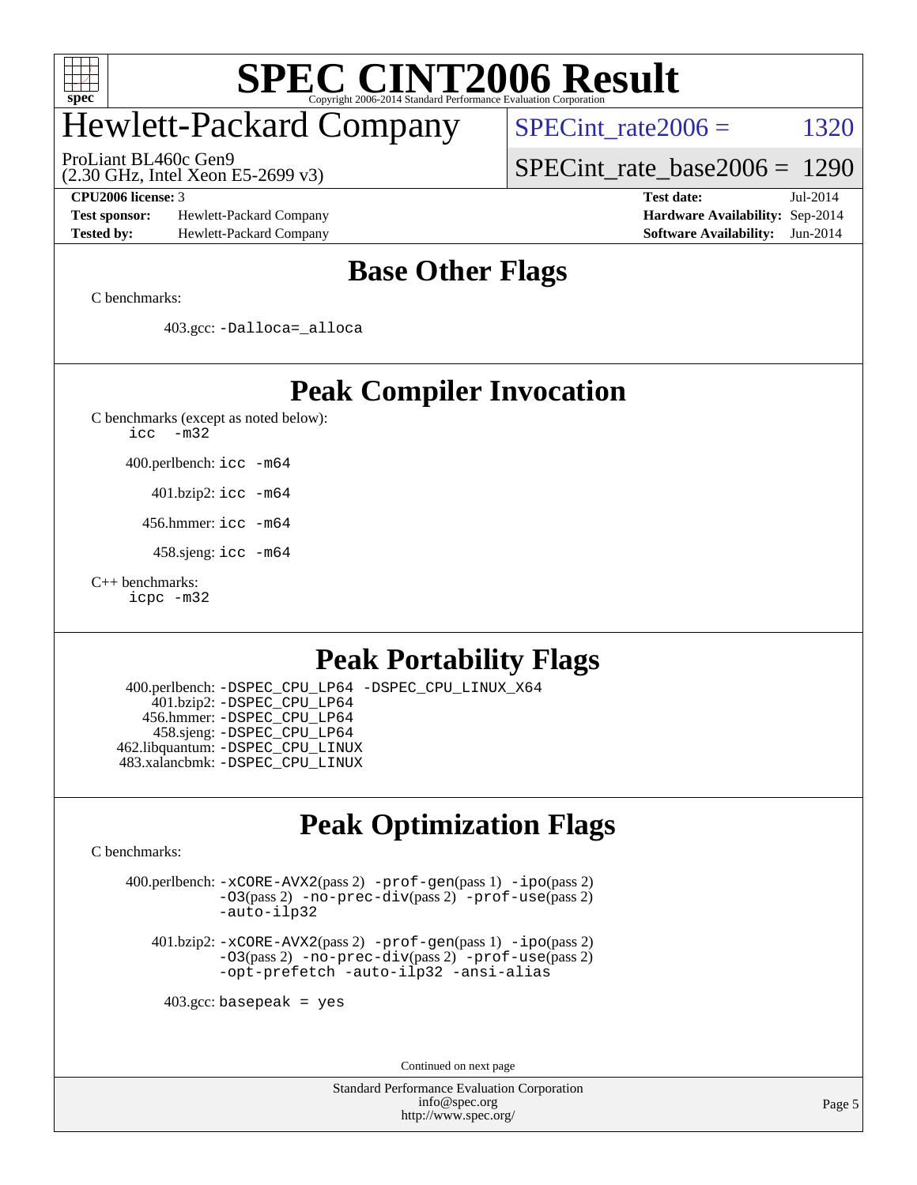## Base Other Flags

C benchmarks:

403.gcc: `-Dalloca=_alloca`

## Peak Compiler Invocation

C benchmarks (except as noted below):
`icc -m32`

400.perlbench: `icc -m64`

401.bzip2: `icc -m64`

456.hmmer: `icc -m64`

458.sjeng: `icc -m64`

C++ benchmarks:
`icpc -m32`

## Peak Portability Flags

400.perlbench: `-DSPEC_CPU_LP64 -DSPEC_CPU_LINUX_X64`
401.bzip2: `-DSPEC_CPU_LP64`
456.hmmer: `-DSPEC_CPU_LP64`
458.sjeng: `-DSPEC_CPU_LP64`
462.libquantum: `-DSPEC_CPU_LINUX`
483.xalancbmk: `-DSPEC_CPU_LINUX`

## Peak Optimization Flags

C benchmarks:

400.perlbench: `-xCORE-AVX2`(pass 2) `-prof-gen`(pass 1) `-ipo`(pass 2) `-O3`(pass 2) `-no-prec-div`(pass 2) `-prof-use`(pass 2) `-auto-ilp32`

401.bzip2: `-xCORE-AVX2`(pass 2) `-prof-gen`(pass 1) `-ipo`(pass 2) `-O3`(pass 2) `-no-prec-div`(pass 2) `-prof-use`(pass 2) `-opt-prefetch -auto-ilp32 -ansi-alias`

403.gcc: `basepeak = yes`

Continued on next page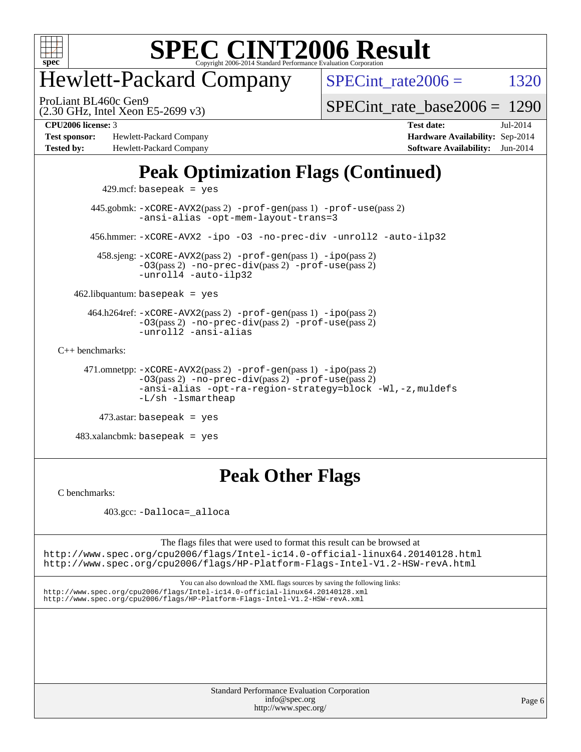# Peak Optimization Flags (Continued)

429.mcf: basepeak = yes

445.gobmk: -xCORE-AVX2(pass 2) -prof-gen(pass 1) -prof-use(pass 2) -ansi-alias -opt-mem-layout-trans=3

456.hmmer: -xCORE-AVX2 -ipo -O3 -no-prec-div -unroll2 -auto-ilp32

458.sjeng: -xCORE-AVX2(pass 2) -prof-gen(pass 1) -ipo(pass 2) -O3(pass 2) -no-prec-div(pass 2) -prof-use(pass 2) -unroll4 -auto-ilp32

462.libquantum: basepeak = yes

464.h264ref: -xCORE-AVX2(pass 2) -prof-gen(pass 1) -ipo(pass 2) -O3(pass 2) -no-prec-div(pass 2) -prof-use(pass 2) -unroll2 -ansi-alias

C++ benchmarks:

471.omnetpp: -xCORE-AVX2(pass 2) -prof-gen(pass 1) -ipo(pass 2) -O3(pass 2) -no-prec-div(pass 2) -prof-use(pass 2) -ansi-alias -opt-ra-region-strategy=block -Wl,-z,muldefs -L/sh -lsmartheap

473.astar: basepeak = yes

483.xalancbmk: basepeak = yes

# Peak Other Flags

C benchmarks:

403.gcc: -Dalloca=_alloca

The flags files that were used to format this result can be browsed at
http://www.spec.org/cpu2006/flags/Intel-ic14.0-official-linux64.20140128.html
http://www.spec.org/cpu2006/flags/HP-Platform-Flags-Intel-V1.2-HSW-revA.html

You can also download the XML flags sources by saving the following links:
http://www.spec.org/cpu2006/flags/Intel-ic14.0-official-linux64.20140128.xml
http://www.spec.org/cpu2006/flags/HP-Platform-Flags-Intel-V1.2-HSW-revA.xml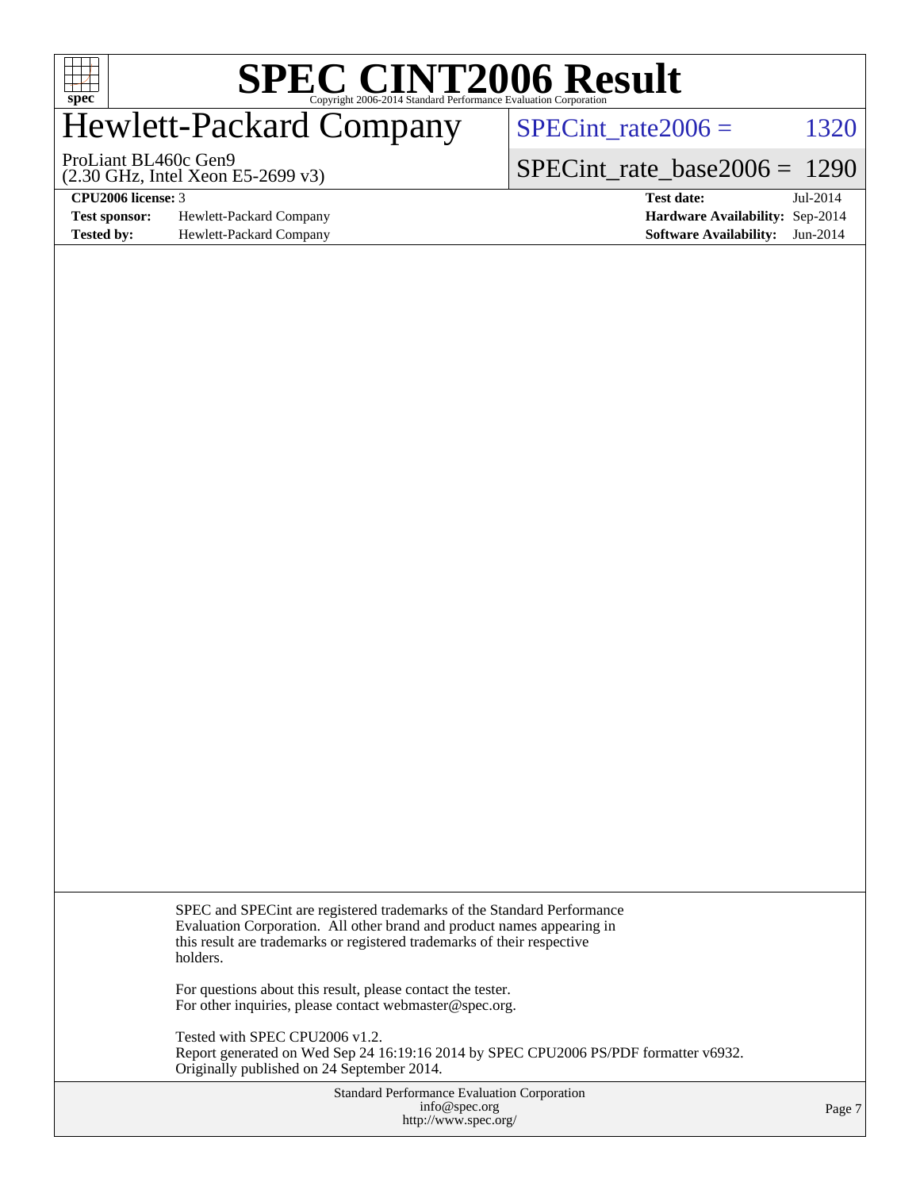SPEC and SPECint are registered trademarks of the Standard Performance Evaluation Corporation. All other brand and product names appearing in this result are trademarks or registered trademarks of their respective holders.

For questions about this result, please contact the tester.
For other inquiries, please contact webmaster@spec.org.

Tested with SPEC CPU2006 v1.2.
Report generated on Wed Sep 24 16:19:16 2014 by SPEC CPU2006 PS/PDF formatter v6932.
Originally published on 24 September 2014.